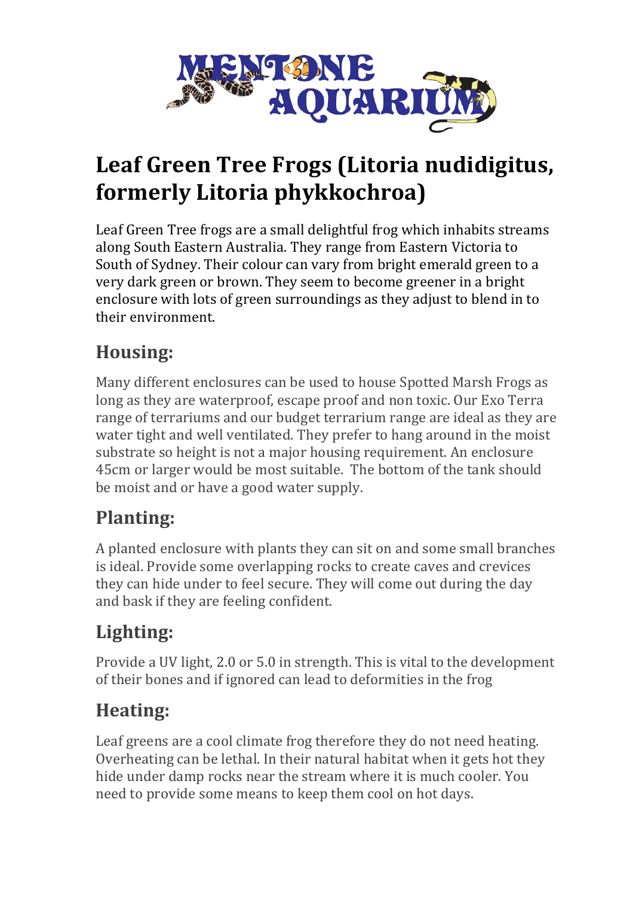# Leaf Green Tree Frogs (Litoria nudidigitus, formerly Litoria phykkochroa)

Leaf Green Tree frogs are a small delightful frog which inhabits streams along South Eastern Australia. They range from Eastern Victoria to South of Sydney. Their colour can vary from bright emerald green to a very dark green or brown. They seem to become greener in a bright enclosure with lots of green surroundings as they adjust to blend in to their environment.

## Housing:

Many different enclosures can be used to house Spotted Marsh Frogs as long as they are waterproof, escape proof and non toxic. Our Exo Terra range of terrariums and our budget terrarium range are ideal as they are water tight and well ventilated. They prefer to hang around in the moist substrate so height is not a major housing requirement. An enclosure 45cm or larger would be most suitable. The bottom of the tank should be moist and or have a good water supply.

## Planting:

A planted enclosure with plants they can sit on and some small branches is ideal. Provide some overlapping rocks to create caves and crevices they can hide under to feel secure. They will come out during the day and bask if they are feeling confident.

## Lighting:

Provide a UV light, 2.0 or 5.0 in strength. This is vital to the development of their bones and if ignored can lead to deformities in the frog

## Heating:

Leaf greens are a cool climate frog therefore they do not need heating. Overheating can be lethal. In their natural habitat when it gets hot they hide under damp rocks near the stream where it is much cooler. You need to provide some means to keep them cool on hot days.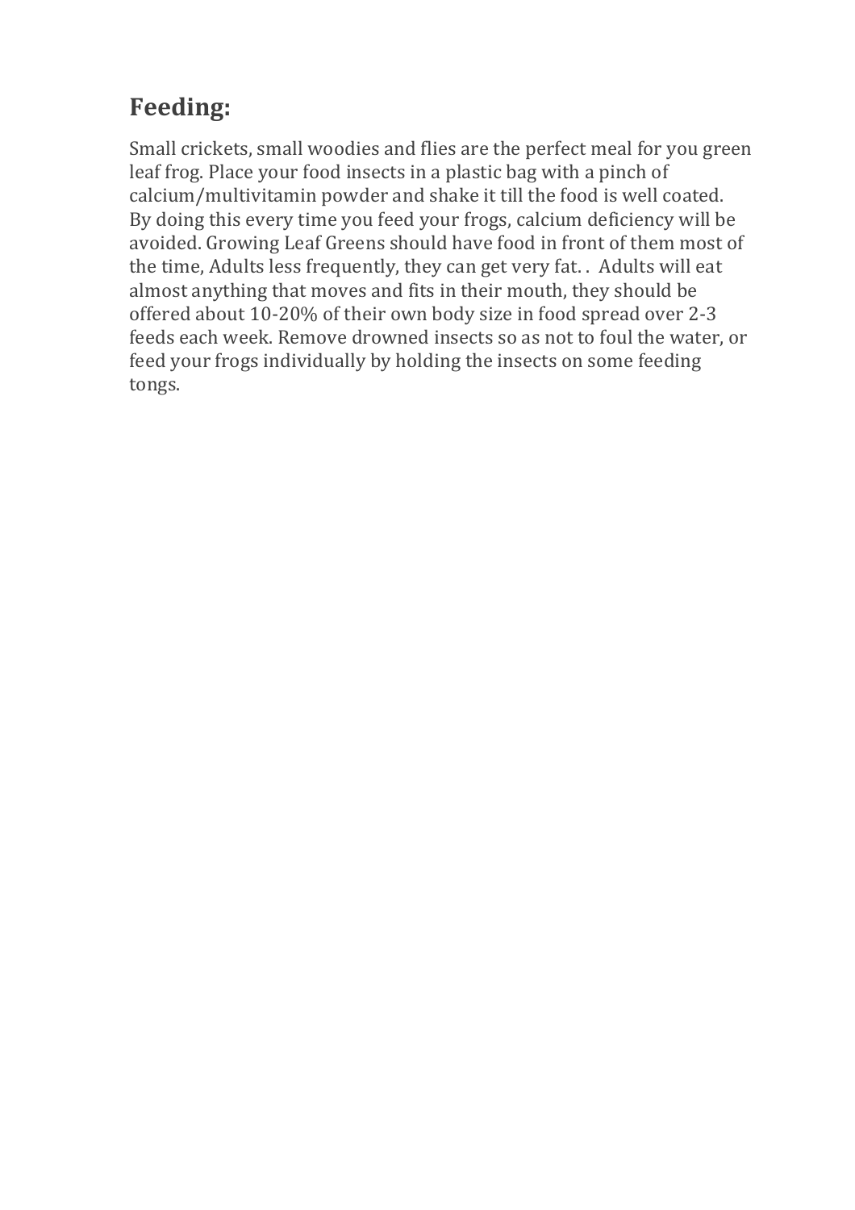## Feeding:

Small crickets, small woodies and flies are the perfect meal for you green leaf frog. Place your food insects in a plastic bag with a pinch of calcium/multivitamin powder and shake it till the food is well coated. By doing this every time you feed your frogs, calcium deficiency will be avoided. Growing Leaf Greens should have food in front of them most of the time, Adults less frequently, they can get very fat. . Adults will eat almost anything that moves and fits in their mouth, they should be offered about 10-20% of their own body size in food spread over 2-3 feeds each week. Remove drowned insects so as not to foul the water, or feed your frogs individually by holding the insects on some feeding tongs.